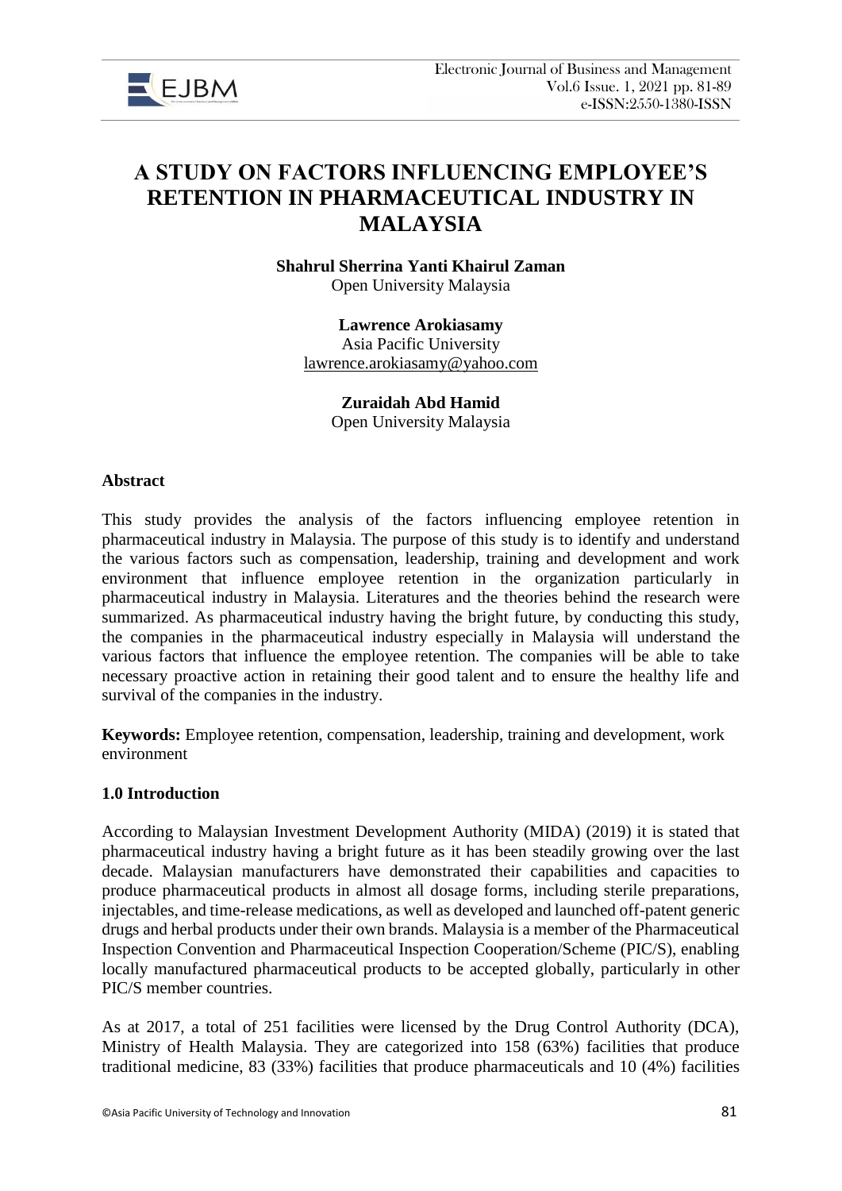# A STUDY ON FACTORS INFLUENCING EMPLOYEE'S RETENTION IN PHARMACEUTICAL INDUSTRY IN MALAYSIA

**Shahrul Sherrina Yanti Khairul Zaman**
Open University Malaysia

**Lawrence Arokiasamy**
Asia Pacific University
lawrence.arokiasamy@yahoo.com

**Zuraidah Abd Hamid**
Open University Malaysia

## Abstract

This study provides the analysis of the factors influencing employee retention in pharmaceutical industry in Malaysia. The purpose of this study is to identify and understand the various factors such as compensation, leadership, training and development and work environment that influence employee retention in the organization particularly in pharmaceutical industry in Malaysia. Literatures and the theories behind the research were summarized. As pharmaceutical industry having the bright future, by conducting this study, the companies in the pharmaceutical industry especially in Malaysia will understand the various factors that influence the employee retention. The companies will be able to take necessary proactive action in retaining their good talent and to ensure the healthy life and survival of the companies in the industry.

**Keywords:** Employee retention, compensation, leadership, training and development, work environment

## 1.0 Introduction

According to Malaysian Investment Development Authority (MIDA) (2019) it is stated that pharmaceutical industry having a bright future as it has been steadily growing over the last decade. Malaysian manufacturers have demonstrated their capabilities and capacities to produce pharmaceutical products in almost all dosage forms, including sterile preparations, injectables, and time-release medications, as well as developed and launched off-patent generic drugs and herbal products under their own brands. Malaysia is a member of the Pharmaceutical Inspection Convention and Pharmaceutical Inspection Cooperation/Scheme (PIC/S), enabling locally manufactured pharmaceutical products to be accepted globally, particularly in other PIC/S member countries.

As at 2017, a total of 251 facilities were licensed by the Drug Control Authority (DCA), Ministry of Health Malaysia. They are categorized into 158 (63%) facilities that produce traditional medicine, 83 (33%) facilities that produce pharmaceuticals and 10 (4%) facilities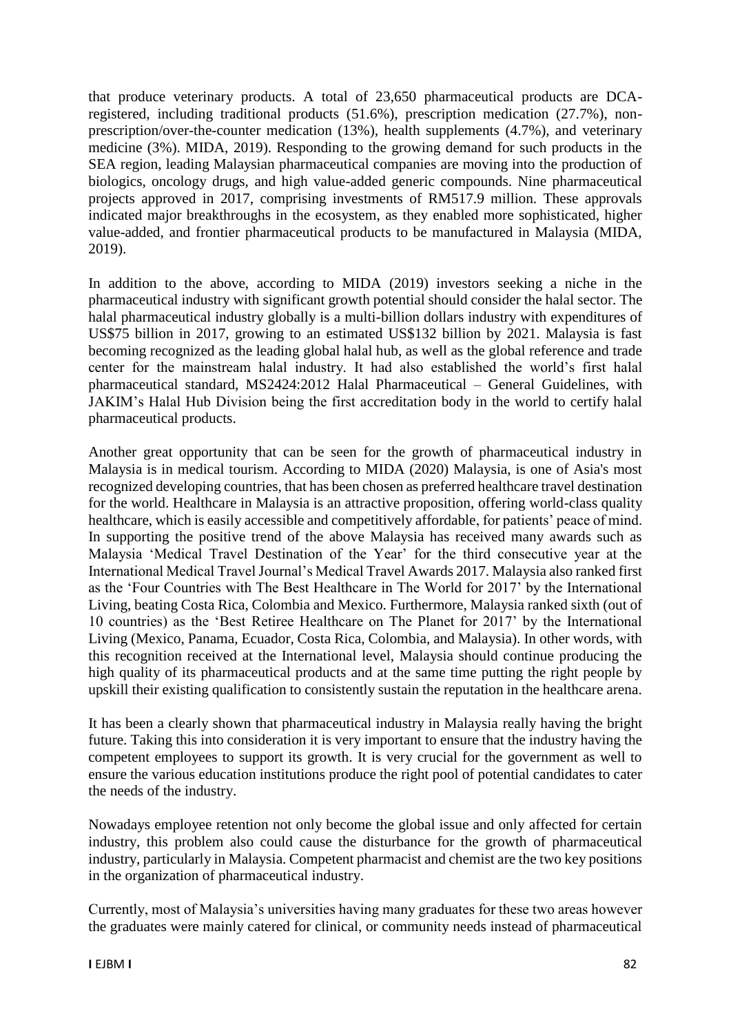that produce veterinary products. A total of 23,650 pharmaceutical products are DCA-registered, including traditional products (51.6%), prescription medication (27.7%), non-prescription/over-the-counter medication (13%), health supplements (4.7%), and veterinary medicine (3%). MIDA, 2019). Responding to the growing demand for such products in the SEA region, leading Malaysian pharmaceutical companies are moving into the production of biologics, oncology drugs, and high value-added generic compounds. Nine pharmaceutical projects approved in 2017, comprising investments of RM517.9 million. These approvals indicated major breakthroughs in the ecosystem, as they enabled more sophisticated, higher value-added, and frontier pharmaceutical products to be manufactured in Malaysia (MIDA, 2019).

In addition to the above, according to MIDA (2019) investors seeking a niche in the pharmaceutical industry with significant growth potential should consider the halal sector. The halal pharmaceutical industry globally is a multi-billion dollars industry with expenditures of US$75 billion in 2017, growing to an estimated US$132 billion by 2021. Malaysia is fast becoming recognized as the leading global halal hub, as well as the global reference and trade center for the mainstream halal industry. It had also established the world's first halal pharmaceutical standard, MS2424:2012 Halal Pharmaceutical – General Guidelines, with JAKIM's Halal Hub Division being the first accreditation body in the world to certify halal pharmaceutical products.

Another great opportunity that can be seen for the growth of pharmaceutical industry in Malaysia is in medical tourism. According to MIDA (2020) Malaysia, is one of Asia's most recognized developing countries, that has been chosen as preferred healthcare travel destination for the world. Healthcare in Malaysia is an attractive proposition, offering world-class quality healthcare, which is easily accessible and competitively affordable, for patients' peace of mind. In supporting the positive trend of the above Malaysia has received many awards such as Malaysia 'Medical Travel Destination of the Year' for the third consecutive year at the International Medical Travel Journal's Medical Travel Awards 2017. Malaysia also ranked first as the 'Four Countries with The Best Healthcare in The World for 2017' by the International Living, beating Costa Rica, Colombia and Mexico. Furthermore, Malaysia ranked sixth (out of 10 countries) as the 'Best Retiree Healthcare on The Planet for 2017' by the International Living (Mexico, Panama, Ecuador, Costa Rica, Colombia, and Malaysia). In other words, with this recognition received at the International level, Malaysia should continue producing the high quality of its pharmaceutical products and at the same time putting the right people by upskill their existing qualification to consistently sustain the reputation in the healthcare arena.

It has been a clearly shown that pharmaceutical industry in Malaysia really having the bright future. Taking this into consideration it is very important to ensure that the industry having the competent employees to support its growth. It is very crucial for the government as well to ensure the various education institutions produce the right pool of potential candidates to cater the needs of the industry.

Nowadays employee retention not only become the global issue and only affected for certain industry, this problem also could cause the disturbance for the growth of pharmaceutical industry, particularly in Malaysia. Competent pharmacist and chemist are the two key positions in the organization of pharmaceutical industry.

Currently, most of Malaysia's universities having many graduates for these two areas however the graduates were mainly catered for clinical, or community needs instead of pharmaceutical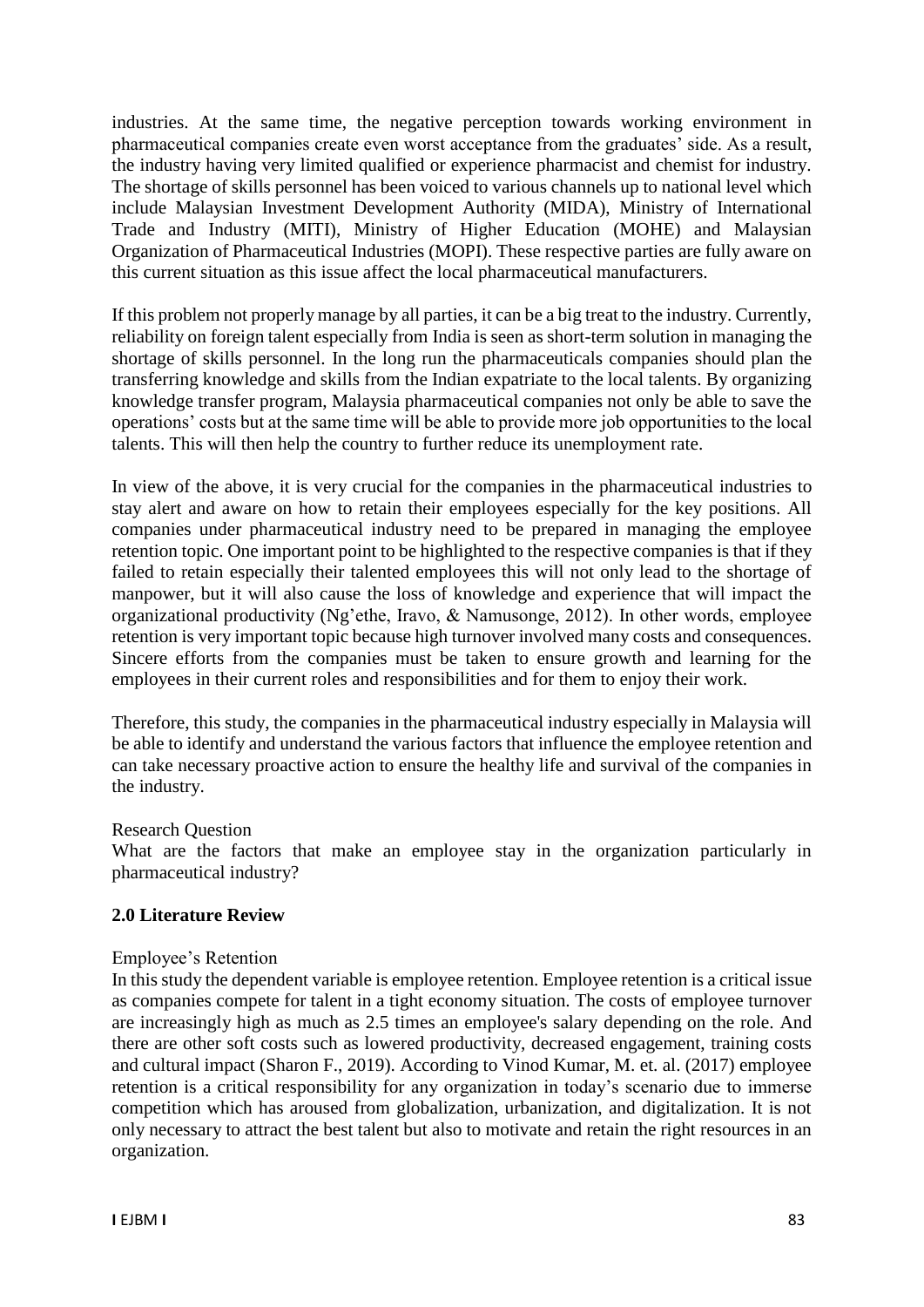industries. At the same time, the negative perception towards working environment in pharmaceutical companies create even worst acceptance from the graduates' side. As a result, the industry having very limited qualified or experience pharmacist and chemist for industry. The shortage of skills personnel has been voiced to various channels up to national level which include Malaysian Investment Development Authority (MIDA), Ministry of International Trade and Industry (MITI), Ministry of Higher Education (MOHE) and Malaysian Organization of Pharmaceutical Industries (MOPI). These respective parties are fully aware on this current situation as this issue affect the local pharmaceutical manufacturers.

If this problem not properly manage by all parties, it can be a big treat to the industry. Currently, reliability on foreign talent especially from India is seen as short-term solution in managing the shortage of skills personnel. In the long run the pharmaceuticals companies should plan the transferring knowledge and skills from the Indian expatriate to the local talents. By organizing knowledge transfer program, Malaysia pharmaceutical companies not only be able to save the operations' costs but at the same time will be able to provide more job opportunities to the local talents. This will then help the country to further reduce its unemployment rate.

In view of the above, it is very crucial for the companies in the pharmaceutical industries to stay alert and aware on how to retain their employees especially for the key positions. All companies under pharmaceutical industry need to be prepared in managing the employee retention topic. One important point to be highlighted to the respective companies is that if they failed to retain especially their talented employees this will not only lead to the shortage of manpower, but it will also cause the loss of knowledge and experience that will impact the organizational productivity (Ng'ethe, Iravo, & Namusonge, 2012). In other words, employee retention is very important topic because high turnover involved many costs and consequences. Sincere efforts from the companies must be taken to ensure growth and learning for the employees in their current roles and responsibilities and for them to enjoy their work.

Therefore, this study, the companies in the pharmaceutical industry especially in Malaysia will be able to identify and understand the various factors that influence the employee retention and can take necessary proactive action to ensure the healthy life and survival of the companies in the industry.

Research Question

What are the factors that make an employee stay in the organization particularly in pharmaceutical industry?

## 2.0 Literature Review

Employee's Retention

In this study the dependent variable is employee retention. Employee retention is a critical issue as companies compete for talent in a tight economy situation. The costs of employee turnover are increasingly high as much as 2.5 times an employee's salary depending on the role. And there are other soft costs such as lowered productivity, decreased engagement, training costs and cultural impact (Sharon F., 2019). According to Vinod Kumar, M. et. al. (2017) employee retention is a critical responsibility for any organization in today's scenario due to immerse competition which has aroused from globalization, urbanization, and digitalization. It is not only necessary to attract the best talent but also to motivate and retain the right resources in an organization.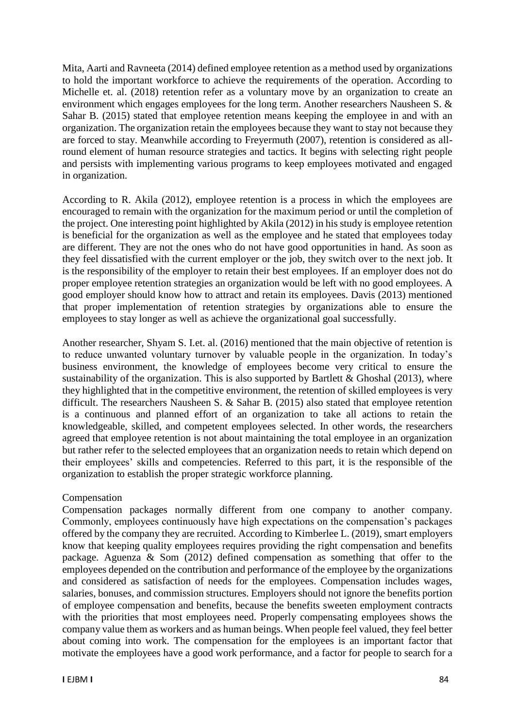Mita, Aarti and Ravneeta (2014) defined employee retention as a method used by organizations to hold the important workforce to achieve the requirements of the operation. According to Michelle et. al. (2018) retention refer as a voluntary move by an organization to create an environment which engages employees for the long term. Another researchers Nausheen S. & Sahar B. (2015) stated that employee retention means keeping the employee in and with an organization. The organization retain the employees because they want to stay not because they are forced to stay. Meanwhile according to Freyermuth (2007), retention is considered as all-round element of human resource strategies and tactics. It begins with selecting right people and persists with implementing various programs to keep employees motivated and engaged in organization.

According to R. Akila (2012), employee retention is a process in which the employees are encouraged to remain with the organization for the maximum period or until the completion of the project. One interesting point highlighted by Akila (2012) in his study is employee retention is beneficial for the organization as well as the employee and he stated that employees today are different. They are not the ones who do not have good opportunities in hand. As soon as they feel dissatisfied with the current employer or the job, they switch over to the next job. It is the responsibility of the employer to retain their best employees. If an employer does not do proper employee retention strategies an organization would be left with no good employees. A good employer should know how to attract and retain its employees. Davis (2013) mentioned that proper implementation of retention strategies by organizations able to ensure the employees to stay longer as well as achieve the organizational goal successfully.

Another researcher, Shyam S. I.et. al. (2016) mentioned that the main objective of retention is to reduce unwanted voluntary turnover by valuable people in the organization. In today's business environment, the knowledge of employees become very critical to ensure the sustainability of the organization. This is also supported by Bartlett & Ghoshal (2013), where they highlighted that in the competitive environment, the retention of skilled employees is very difficult. The researchers Nausheen S. & Sahar B. (2015) also stated that employee retention is a continuous and planned effort of an organization to take all actions to retain the knowledgeable, skilled, and competent employees selected. In other words, the researchers agreed that employee retention is not about maintaining the total employee in an organization but rather refer to the selected employees that an organization needs to retain which depend on their employees' skills and competencies. Referred to this part, it is the responsible of the organization to establish the proper strategic workforce planning.

### Compensation

Compensation packages normally different from one company to another company. Commonly, employees continuously have high expectations on the compensation's packages offered by the company they are recruited. According to Kimberlee L. (2019), smart employers know that keeping quality employees requires providing the right compensation and benefits package. Aguenza & Som (2012) defined compensation as something that offer to the employees depended on the contribution and performance of the employee by the organizations and considered as satisfaction of needs for the employees. Compensation includes wages, salaries, bonuses, and commission structures. Employers should not ignore the benefits portion of employee compensation and benefits, because the benefits sweeten employment contracts with the priorities that most employees need. Properly compensating employees shows the company value them as workers and as human beings. When people feel valued, they feel better about coming into work. The compensation for the employees is an important factor that motivate the employees have a good work performance, and a factor for people to search for a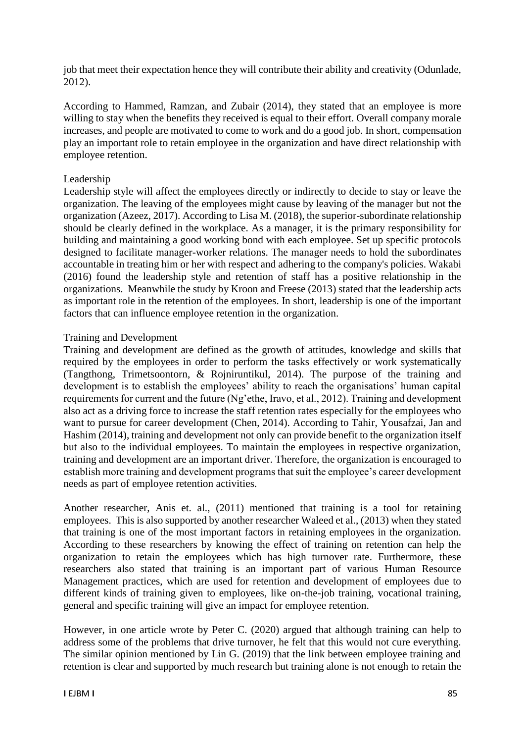job that meet their expectation hence they will contribute their ability and creativity (Odunlade, 2012).

According to Hammed, Ramzan, and Zubair (2014), they stated that an employee is more willing to stay when the benefits they received is equal to their effort. Overall company morale increases, and people are motivated to come to work and do a good job. In short, compensation play an important role to retain employee in the organization and have direct relationship with employee retention.

### Leadership

Leadership style will affect the employees directly or indirectly to decide to stay or leave the organization. The leaving of the employees might cause by leaving of the manager but not the organization (Azeez, 2017). According to Lisa M. (2018), the superior-subordinate relationship should be clearly defined in the workplace. As a manager, it is the primary responsibility for building and maintaining a good working bond with each employee. Set up specific protocols designed to facilitate manager-worker relations. The manager needs to hold the subordinates accountable in treating him or her with respect and adhering to the company's policies. Wakabi (2016) found the leadership style and retention of staff has a positive relationship in the organizations. Meanwhile the study by Kroon and Freese (2013) stated that the leadership acts as important role in the retention of the employees. In short, leadership is one of the important factors that can influence employee retention in the organization.

### Training and Development

Training and development are defined as the growth of attitudes, knowledge and skills that required by the employees in order to perform the tasks effectively or work systematically (Tangthong, Trimetsoontorn, & Rojniruntikul, 2014). The purpose of the training and development is to establish the employees' ability to reach the organisations' human capital requirements for current and the future (Ng'ethe, Iravo, et al., 2012). Training and development also act as a driving force to increase the staff retention rates especially for the employees who want to pursue for career development (Chen, 2014). According to Tahir, Yousafzai, Jan and Hashim (2014), training and development not only can provide benefit to the organization itself but also to the individual employees. To maintain the employees in respective organization, training and development are an important driver. Therefore, the organization is encouraged to establish more training and development programs that suit the employee's career development needs as part of employee retention activities.

Another researcher, Anis et. al., (2011) mentioned that training is a tool for retaining employees. This is also supported by another researcher Waleed et al., (2013) when they stated that training is one of the most important factors in retaining employees in the organization. According to these researchers by knowing the effect of training on retention can help the organization to retain the employees which has high turnover rate. Furthermore, these researchers also stated that training is an important part of various Human Resource Management practices, which are used for retention and development of employees due to different kinds of training given to employees, like on-the-job training, vocational training, general and specific training will give an impact for employee retention.

However, in one article wrote by Peter C. (2020) argued that although training can help to address some of the problems that drive turnover, he felt that this would not cure everything. The similar opinion mentioned by Lin G. (2019) that the link between employee training and retention is clear and supported by much research but training alone is not enough to retain the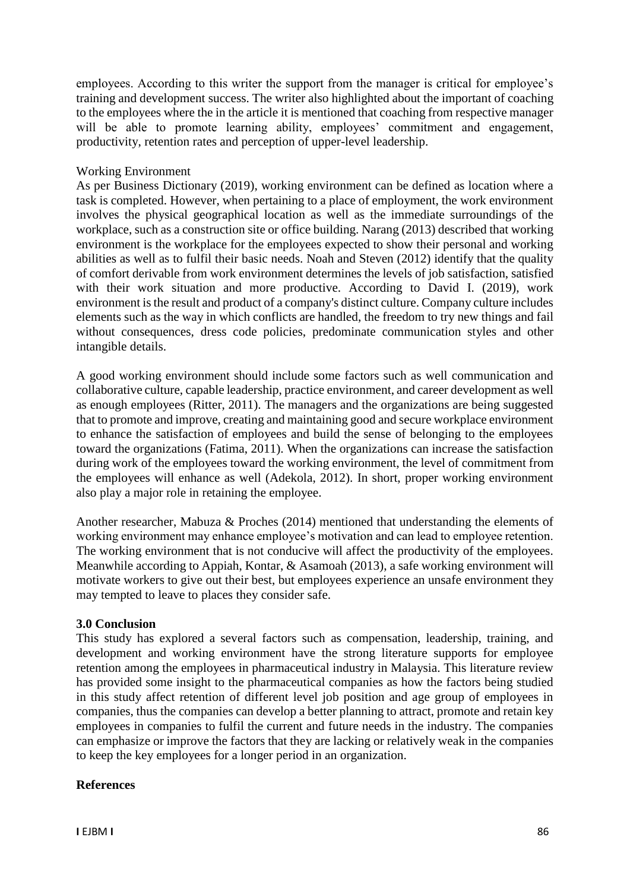employees. According to this writer the support from the manager is critical for employee's training and development success. The writer also highlighted about the important of coaching to the employees where the in the article it is mentioned that coaching from respective manager will be able to promote learning ability, employees' commitment and engagement, productivity, retention rates and perception of upper-level leadership.

Working Environment

As per Business Dictionary (2019), working environment can be defined as location where a task is completed. However, when pertaining to a place of employment, the work environment involves the physical geographical location as well as the immediate surroundings of the workplace, such as a construction site or office building. Narang (2013) described that working environment is the workplace for the employees expected to show their personal and working abilities as well as to fulfil their basic needs. Noah and Steven (2012) identify that the quality of comfort derivable from work environment determines the levels of job satisfaction, satisfied with their work situation and more productive. According to David I. (2019), work environment is the result and product of a company's distinct culture. Company culture includes elements such as the way in which conflicts are handled, the freedom to try new things and fail without consequences, dress code policies, predominate communication styles and other intangible details.

A good working environment should include some factors such as well communication and collaborative culture, capable leadership, practice environment, and career development as well as enough employees (Ritter, 2011). The managers and the organizations are being suggested that to promote and improve, creating and maintaining good and secure workplace environment to enhance the satisfaction of employees and build the sense of belonging to the employees toward the organizations (Fatima, 2011). When the organizations can increase the satisfaction during work of the employees toward the working environment, the level of commitment from the employees will enhance as well (Adekola, 2012). In short, proper working environment also play a major role in retaining the employee.

Another researcher, Mabuza & Proches (2014) mentioned that understanding the elements of working environment may enhance employee's motivation and can lead to employee retention. The working environment that is not conducive will affect the productivity of the employees. Meanwhile according to Appiah, Kontar, & Asamoah (2013), a safe working environment will motivate workers to give out their best, but employees experience an unsafe environment they may tempted to leave to places they consider safe.

**3.0 Conclusion**

This study has explored a several factors such as compensation, leadership, training, and development and working environment have the strong literature supports for employee retention among the employees in pharmaceutical industry in Malaysia. This literature review has provided some insight to the pharmaceutical companies as how the factors being studied in this study affect retention of different level job position and age group of employees in companies, thus the companies can develop a better planning to attract, promote and retain key employees in companies to fulfil the current and future needs in the industry. The companies can emphasize or improve the factors that they are lacking or relatively weak in the companies to keep the key employees for a longer period in an organization.

**References**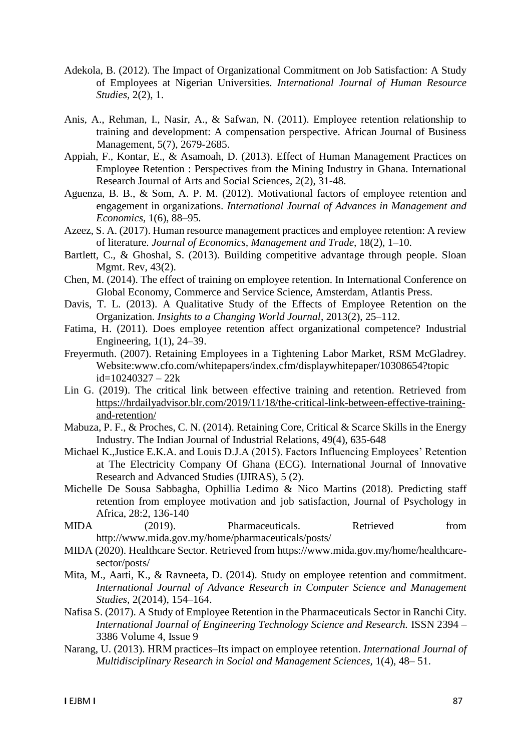Adekola, B. (2012). The Impact of Organizational Commitment on Job Satisfaction: A Study of Employees at Nigerian Universities. *International Journal of Human Resource Studies*, 2(2), 1.

Anis, A., Rehman, I., Nasir, A., & Safwan, N. (2011). Employee retention relationship to training and development: A compensation perspective. African Journal of Business Management, 5(7), 2679-2685.

Appiah, F., Kontar, E., & Asamoah, D. (2013). Effect of Human Management Practices on Employee Retention : Perspectives from the Mining Industry in Ghana. International Research Journal of Arts and Social Sciences, 2(2), 31-48.

Aguenza, B. B., & Som, A. P. M. (2012). Motivational factors of employee retention and engagement in organizations. *International Journal of Advances in Management and Economics*, 1(6), 88–95.

Azeez, S. A. (2017). Human resource management practices and employee retention: A review of literature. *Journal of Economics, Management and Trade*, 18(2), 1–10.

Bartlett, C., & Ghoshal, S. (2013). Building competitive advantage through people. Sloan Mgmt. Rev, 43(2).

Chen, M. (2014). The effect of training on employee retention. In International Conference on Global Economy, Commerce and Service Science, Amsterdam, Atlantis Press.

Davis, T. L. (2013). A Qualitative Study of the Effects of Employee Retention on the Organization. *Insights to a Changing World Journal*, 2013(2), 25–112.

Fatima, H. (2011). Does employee retention affect organizational competence? Industrial Engineering, 1(1), 24–39.

Freyermuth. (2007). Retaining Employees in a Tightening Labor Market, RSM McGladrey. Website:www.cfo.com/whitepapers/index.cfm/displaywhitepaper/10308654?topic id=10240327 – 22k

Lin G. (2019). The critical link between effective training and retention. Retrieved from https://hrdailyadvisor.blr.com/2019/11/18/the-critical-link-between-effective-training-and-retention/

Mabuza, P. F., & Proches, C. N. (2014). Retaining Core, Critical & Scarce Skills in the Energy Industry. The Indian Journal of Industrial Relations, 49(4), 635-648

Michael K.,Justice E.K.A. and Louis D.J.A (2015). Factors Influencing Employees' Retention at The Electricity Company Of Ghana (ECG). International Journal of Innovative Research and Advanced Studies (IJIRAS), 5 (2).

Michelle De Sousa Sabbagha, Ophillia Ledimo & Nico Martins (2018). Predicting staff retention from employee motivation and job satisfaction, Journal of Psychology in Africa, 28:2, 136-140

MIDA (2019). Pharmaceuticals. Retrieved from http://www.mida.gov.my/home/pharmaceuticals/posts/

MIDA (2020). Healthcare Sector. Retrieved from https://www.mida.gov.my/home/healthcare-sector/posts/

Mita, M., Aarti, K., & Ravneeta, D. (2014). Study on employee retention and commitment. *International Journal of Advance Research in Computer Science and Management Studies*, 2(2014), 154–164.

Nafisa S. (2017). A Study of Employee Retention in the Pharmaceuticals Sector in Ranchi City. *International Journal of Engineering Technology Science and Research.* ISSN 2394 – 3386 Volume 4, Issue 9

Narang, U. (2013). HRM practices–Its impact on employee retention. *International Journal of Multidisciplinary Research in Social and Management Sciences*, 1(4), 48– 51.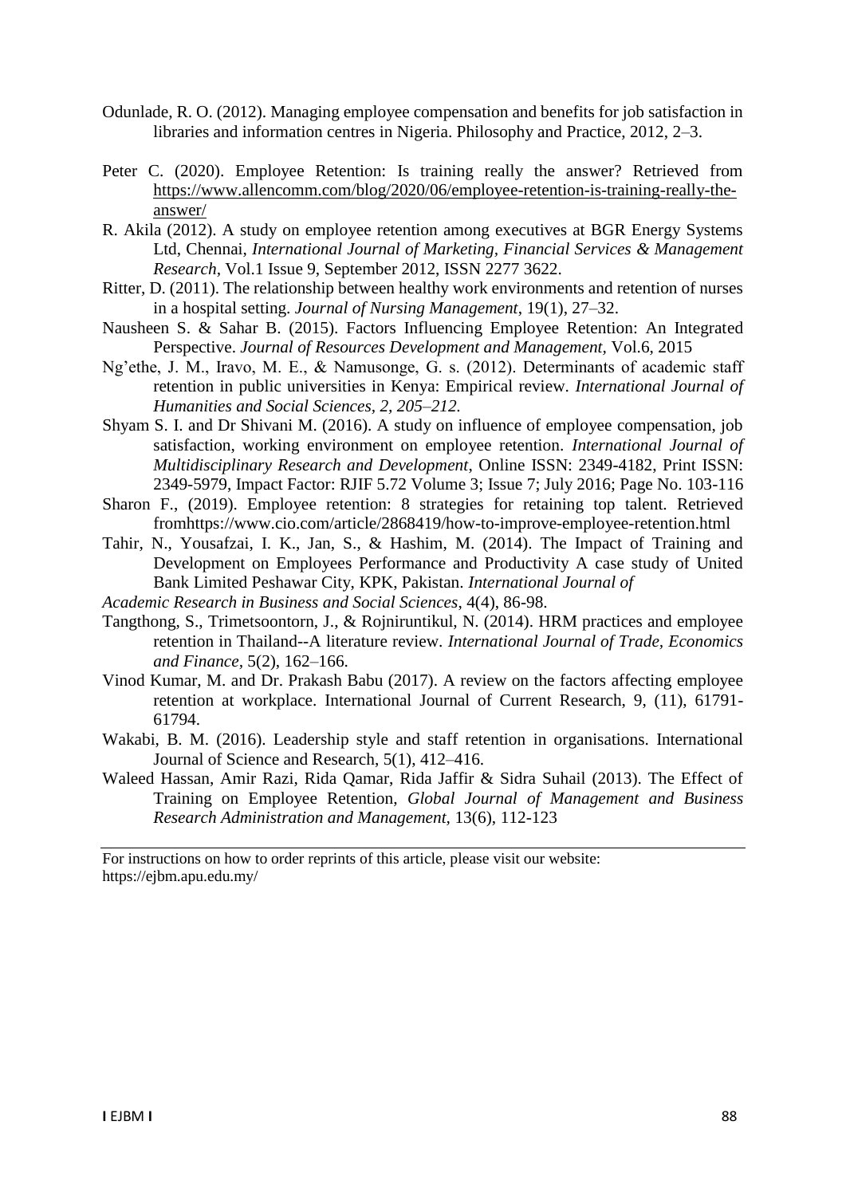Odunlade, R. O. (2012). Managing employee compensation and benefits for job satisfaction in libraries and information centres in Nigeria. Philosophy and Practice, 2012, 2–3.

Peter C. (2020). Employee Retention: Is training really the answer? Retrieved from https://www.allencomm.com/blog/2020/06/employee-retention-is-training-really-the-answer/

R. Akila (2012). A study on employee retention among executives at BGR Energy Systems Ltd, Chennai, *International Journal of Marketing, Financial Services & Management Research*, Vol.1 Issue 9, September 2012, ISSN 2277 3622.

Ritter, D. (2011). The relationship between healthy work environments and retention of nurses in a hospital setting. *Journal of Nursing Management*, 19(1), 27–32.

Nausheen S. & Sahar B. (2015). Factors Influencing Employee Retention: An Integrated Perspective. *Journal of Resources Development and Management*, Vol.6, 2015

Ng'ethe, J. M., Iravo, M. E., & Namusonge, G. s. (2012). Determinants of academic staff retention in public universities in Kenya: Empirical review. *International Journal of Humanities and Social Sciences, 2, 205–212.*

Shyam S. I. and Dr Shivani M. (2016). A study on influence of employee compensation, job satisfaction, working environment on employee retention. *International Journal of Multidisciplinary Research and Development*, Online ISSN: 2349-4182, Print ISSN: 2349-5979, Impact Factor: RJIF 5.72 Volume 3; Issue 7; July 2016; Page No. 103-116

Sharon F., (2019). Employee retention: 8 strategies for retaining top talent. Retrieved fromhttps://www.cio.com/article/2868419/how-to-improve-employee-retention.html

Tahir, N., Yousafzai, I. K., Jan, S., & Hashim, M. (2014). The Impact of Training and Development on Employees Performance and Productivity A case study of United Bank Limited Peshawar City, KPK, Pakistan. *International Journal of Academic Research in Business and Social Sciences*, 4(4), 86-98.

Tangthong, S., Trimetsoontorn, J., & Rojniruntikul, N. (2014). HRM practices and employee retention in Thailand--A literature review. *International Journal of Trade, Economics and Finance*, 5(2), 162–166.

Vinod Kumar, M. and Dr. Prakash Babu (2017). A review on the factors affecting employee retention at workplace. International Journal of Current Research, 9, (11), 61791-61794.

Wakabi, B. M. (2016). Leadership style and staff retention in organisations. International Journal of Science and Research, 5(1), 412–416.

Waleed Hassan, Amir Razi, Rida Qamar, Rida Jaffir & Sidra Suhail (2013). The Effect of Training on Employee Retention, *Global Journal of Management and Business Research Administration and Management*, 13(6), 112-123

---

For instructions on how to order reprints of this article, please visit our website:
https://ejbm.apu.edu.my/